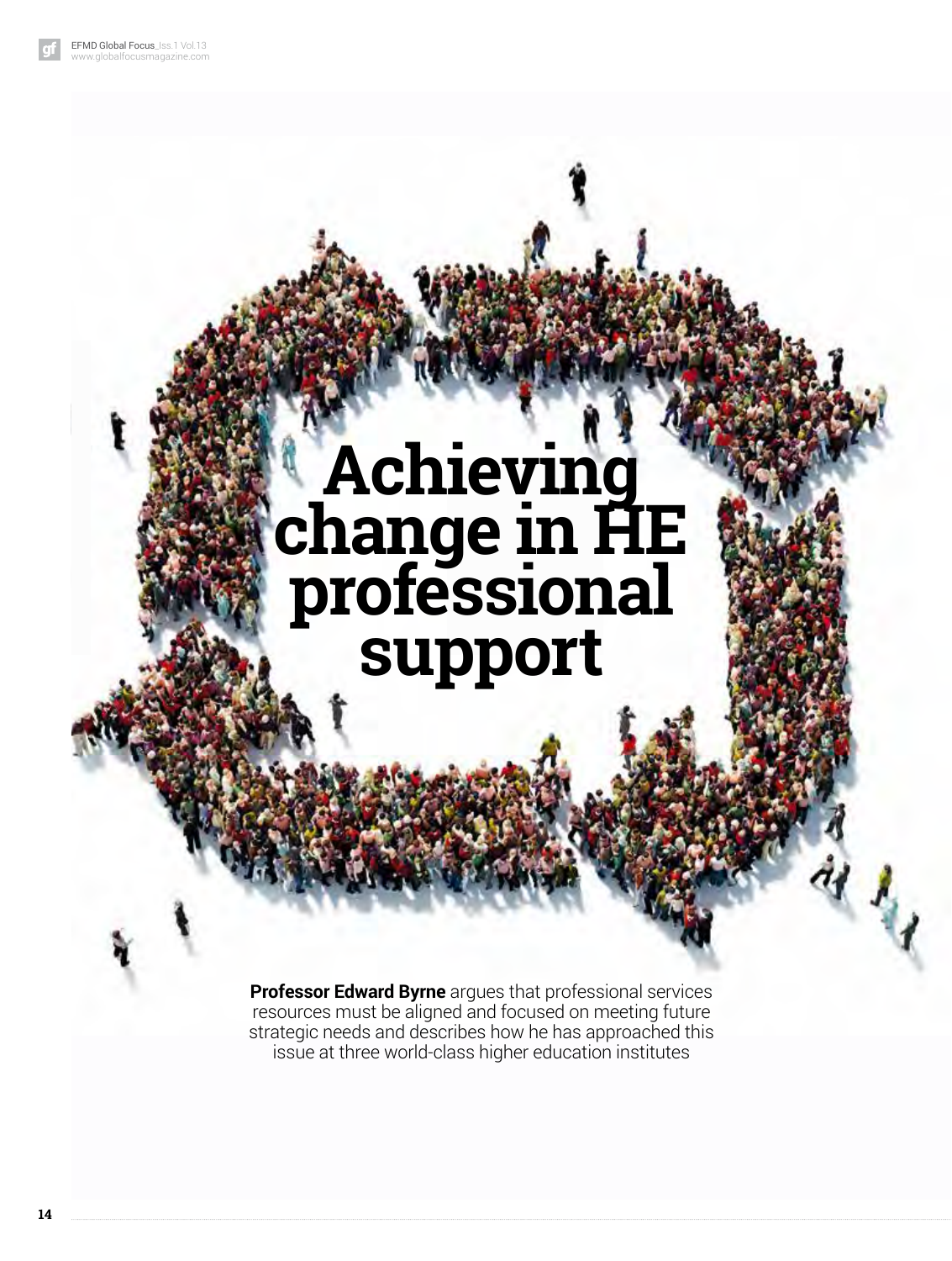# Achieving change in HE professional support

**Professor Edward Byrne** argues that professional services resources must be aligned and focused on meeting future strategic needs and describes how he has approached this issue at three world-class higher education institutes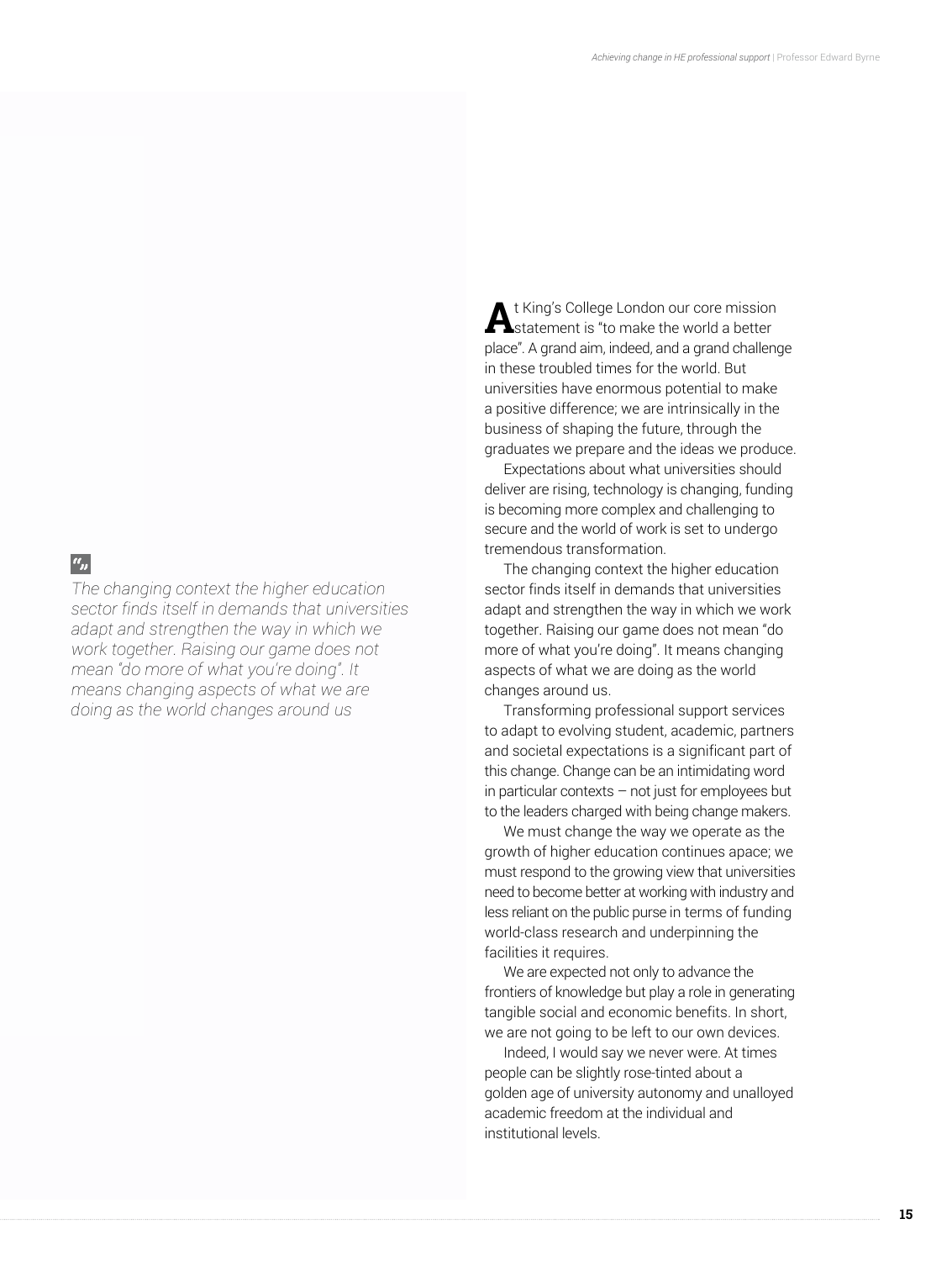> The changing context the higher education sector finds itself in demands that universities adapt and strengthen the way in which we work together. Raising our game does not mean "do more of what you're doing". It means changing aspects of what we are doing as the world changes around us

At King's College London our core mission statement is "to make the world a better place". A grand aim, indeed, and a grand challenge in these troubled times for the world. But universities have enormous potential to make a positive difference; we are intrinsically in the business of shaping the future, through the graduates we prepare and the ideas we produce.

Expectations about what universities should deliver are rising, technology is changing, funding is becoming more complex and challenging to secure and the world of work is set to undergo tremendous transformation.

The changing context the higher education sector finds itself in demands that universities adapt and strengthen the way in which we work together. Raising our game does not mean "do more of what you're doing". It means changing aspects of what we are doing as the world changes around us.

Transforming professional support services to adapt to evolving student, academic, partners and societal expectations is a significant part of this change. Change can be an intimidating word in particular contexts – not just for employees but to the leaders charged with being change makers.

We must change the way we operate as the growth of higher education continues apace; we must respond to the growing view that universities need to become better at working with industry and less reliant on the public purse in terms of funding world-class research and underpinning the facilities it requires.

We are expected not only to advance the frontiers of knowledge but play a role in generating tangible social and economic benefits. In short, we are not going to be left to our own devices.

Indeed, I would say we never were. At times people can be slightly rose-tinted about a golden age of university autonomy and unalloyed academic freedom at the individual and institutional levels.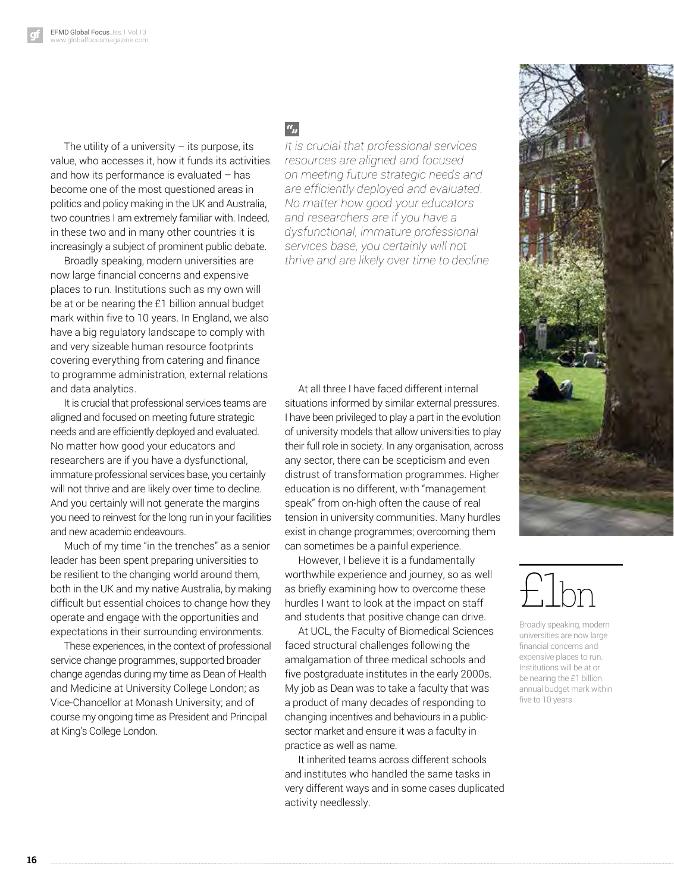The utility of a university – its purpose, its value, who accesses it, how it funds its activities and how its performance is evaluated – has become one of the most questioned areas in politics and policy making in the UK and Australia, two countries I am extremely familiar with. Indeed, in these two and in many other countries it is increasingly a subject of prominent public debate.

Broadly speaking, modern universities are now large financial concerns and expensive places to run. Institutions such as my own will be at or be nearing the £1 billion annual budget mark within five to 10 years. In England, we also have a big regulatory landscape to comply with and very sizeable human resource footprints covering everything from catering and finance to programme administration, external relations and data analytics.

It is crucial that professional services teams are aligned and focused on meeting future strategic needs and are efficiently deployed and evaluated. No matter how good your educators and researchers are if you have a dysfunctional, immature professional services base, you certainly will not thrive and are likely over time to decline. And you certainly will not generate the margins you need to reinvest for the long run in your facilities and new academic endeavours.

Much of my time "in the trenches" as a senior leader has been spent preparing universities to be resilient to the changing world around them, both in the UK and my native Australia, by making difficult but essential choices to change how they operate and engage with the opportunities and expectations in their surrounding environments.

These experiences, in the context of professional service change programmes, supported broader change agendas during my time as Dean of Health and Medicine at University College London; as Vice-Chancellor at Monash University; and of course my ongoing time as President and Principal at King's College London.

> *It is crucial that professional services resources are aligned and focused on meeting future strategic needs and are efficiently deployed and evaluated. No matter how good your educators and researchers are if you have a dysfunctional, immature professional services base, you certainly will not thrive and are likely over time to decline*

At all three I have faced different internal situations informed by similar external pressures. I have been privileged to play a part in the evolution of university models that allow universities to play their full role in society. In any organisation, across any sector, there can be scepticism and even distrust of transformation programmes. Higher education is no different, with "management speak" from on-high often the cause of real tension in university communities. Many hurdles exist in change programmes; overcoming them can sometimes be a painful experience.

However, I believe it is a fundamentally worthwhile experience and journey, so as well as briefly examining how to overcome these hurdles I want to look at the impact on staff and students that positive change can drive.

At UCL, the Faculty of Biomedical Sciences faced structural challenges following the amalgamation of three medical schools and five postgraduate institutes in the early 2000s. My job as Dean was to take a faculty that was a product of many decades of responding to changing incentives and behaviours in a public-sector market and ensure it was a faculty in practice as well as name.

It inherited teams across different schools and institutes who handled the same tasks in very different ways and in some cases duplicated activity needlessly.

**£1bn**

Broadly speaking, modern universities are now large financial concerns and expensive places to run. Institutions will be at or be nearing the £1 billion annual budget mark within five to 10 years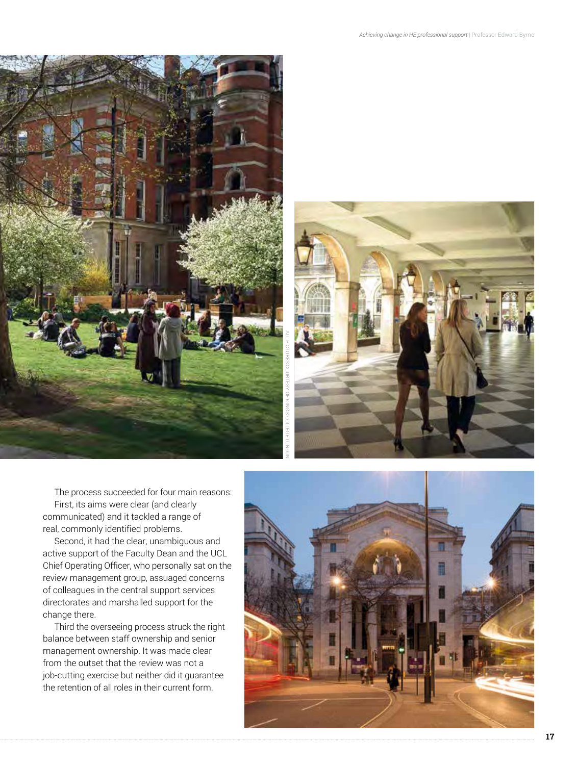ALL PICTURES COURTESY OF KING'S COLLEGE LONDON

The process succeeded for four main reasons:

First, its aims were clear (and clearly communicated) and it tackled a range of real, commonly identified problems.

Second, it had the clear, unambiguous and active support of the Faculty Dean and the UCL Chief Operating Officer, who personally sat on the review management group, assuaged concerns of colleagues in the central support services directorates and marshalled support for the change there.

Third the overseeing process struck the right balance between staff ownership and senior management ownership. It was made clear from the outset that the review was not a job-cutting exercise but neither did it guarantee the retention of all roles in their current form.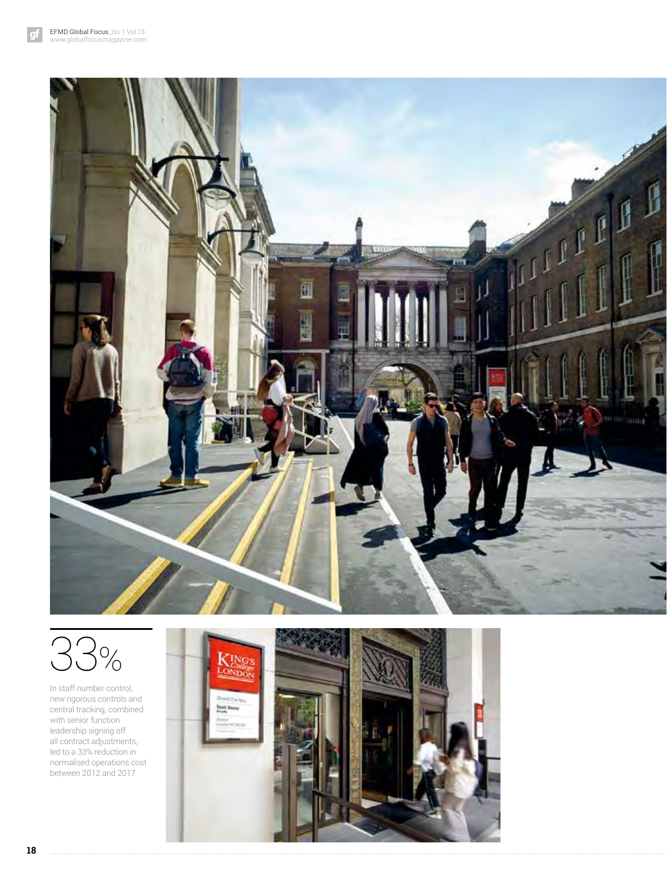33%

In staff number control, new rigorous controls and central tracking, combined with senior function leadership signing off all contract adjustments, led to a 33% reduction in normalised operations cost between 2012 and 2017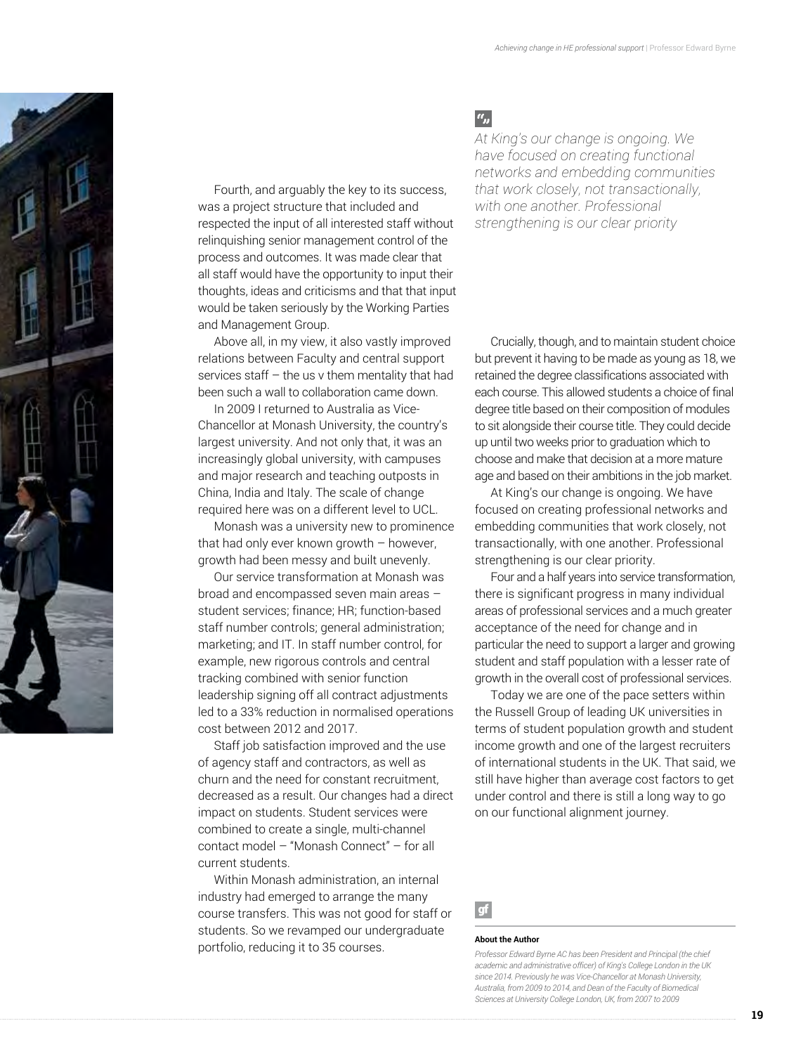Fourth, and arguably the key to its success, was a project structure that included and respected the input of all interested staff without relinquishing senior management control of the process and outcomes. It was made clear that all staff would have the opportunity to input their thoughts, ideas and criticisms and that that input would be taken seriously by the Working Parties and Management Group.

Above all, in my view, it also vastly improved relations between Faculty and central support services staff – the us v them mentality that had been such a wall to collaboration came down.

In 2009 I returned to Australia as Vice-Chancellor at Monash University, the country's largest university. And not only that, it was an increasingly global university, with campuses and major research and teaching outposts in China, India and Italy. The scale of change required here was on a different level to UCL.

Monash was a university new to prominence that had only ever known growth – however, growth had been messy and built unevenly.

Our service transformation at Monash was broad and encompassed seven main areas – student services; finance; HR; function-based staff number controls; general administration; marketing; and IT. In staff number control, for example, new rigorous controls and central tracking combined with senior function leadership signing off all contract adjustments led to a 33% reduction in normalised operations cost between 2012 and 2017.

Staff job satisfaction improved and the use of agency staff and contractors, as well as churn and the need for constant recruitment, decreased as a result. Our changes had a direct impact on students. Student services were combined to create a single, multi-channel contact model – "Monash Connect" – for all current students.

Within Monash administration, an internal industry had emerged to arrange the many course transfers. This was not good for staff or students. So we revamped our undergraduate portfolio, reducing it to 35 courses.

> *At King's our change is ongoing. We have focused on creating functional networks and embedding communities that work closely, not transactionally, with one another. Professional strengthening is our clear priority*

Crucially, though, and to maintain student choice but prevent it having to be made as young as 18, we retained the degree classifications associated with each course. This allowed students a choice of final degree title based on their composition of modules to sit alongside their course title. They could decide up until two weeks prior to graduation which to choose and make that decision at a more mature age and based on their ambitions in the job market.

At King's our change is ongoing. We have focused on creating professional networks and embedding communities that work closely, not transactionally, with one another. Professional strengthening is our clear priority.

Four and a half years into service transformation, there is significant progress in many individual areas of professional services and a much greater acceptance of the need for change and in particular the need to support a larger and growing student and staff population with a lesser rate of growth in the overall cost of professional services.

Today we are one of the pace setters within the Russell Group of leading UK universities in terms of student population growth and student income growth and one of the largest recruiters of international students in the UK. That said, we still have higher than average cost factors to get under control and there is still a long way to go on our functional alignment journey.

**About the Author**

*Professor Edward Byrne AC has been President and Principal (the chief academic and administrative officer) of King's College London in the UK since 2014. Previously he was Vice-Chancellor at Monash University, Australia, from 2009 to 2014, and Dean of the Faculty of Biomedical Sciences at University College London, UK, from 2007 to 2009*